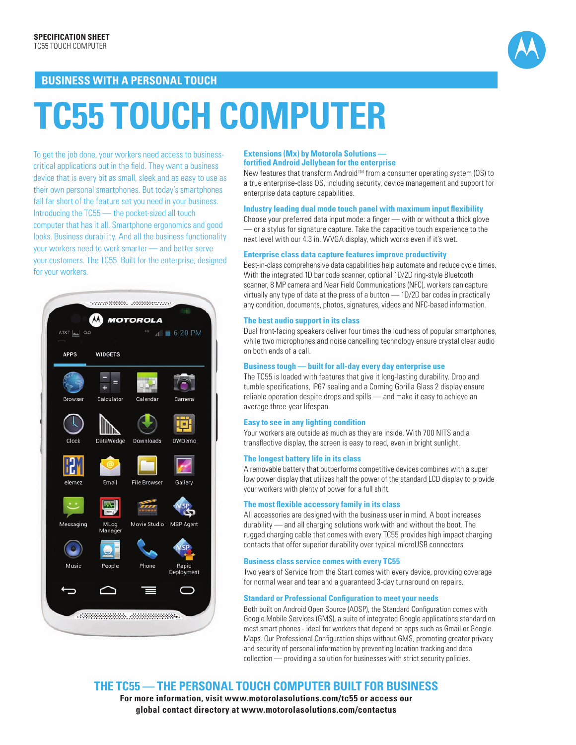SPECIFICATION SHEET
TC55 TOUCH COMPUTER

## BUSINESS WITH A PERSONAL TOUCH

# TC55 TOUCH COMPUTER

To get the job done, your workers need access to business-critical applications out in the field. They want a business device that is every bit as small, sleek and as easy to use as their own personal smartphones. But today's smartphones fall far short of the feature set you need in your business. Introducing the TC55 — the pocket-sized all touch computer that has it all. Smartphone ergonomics and good looks. Business durability. And all the business functionality your workers need to work smarter — and better serve your customers. The TC55. Built for the enterprise, designed for your workers.

### Extensions (Mx) by Motorola Solutions — fortified Android Jellybean for the enterprise

New features that transform Android™ from a consumer operating system (OS) to a true enterprise-class OS, including security, device management and support for enterprise data capture capabilities.

### Industry leading dual mode touch panel with maximum input flexibility

Choose your preferred data input mode: a finger — with or without a thick glove — or a stylus for signature capture. Take the capacitive touch experience to the next level with our 4.3 in. WVGA display, which works even if it's wet.

### Enterprise class data capture features improve productivity

Best-in-class comprehensive data capabilities help automate and reduce cycle times. With the integrated 1D bar code scanner, optional 1D/2D ring-style Bluetooth scanner, 8 MP camera and Near Field Communications (NFC), workers can capture virtually any type of data at the press of a button — 1D/2D bar codes in practically any condition, documents, photos, signatures, videos and NFC-based information.

### The best audio support in its class

Dual front-facing speakers deliver four times the loudness of popular smartphones, while two microphones and noise cancelling technology ensure crystal clear audio on both ends of a call.

### Business tough — built for all-day every day enterprise use

The TC55 is loaded with features that give it long-lasting durability. Drop and tumble specifications, IP67 sealing and a Corning Gorilla Glass 2 display ensure reliable operation despite drops and spills — and make it easy to achieve an average three-year lifespan.

### Easy to see in any lighting condition

Your workers are outside as much as they are inside. With 700 NITS and a transflective display, the screen is easy to read, even in bright sunlight.

### The longest battery life in its class

A removable battery that outperforms competitive devices combines with a super low power display that utilizes half the power of the standard LCD display to provide your workers with plenty of power for a full shift.

### The most flexible accessory family in its class

All accessories are designed with the business user in mind. A boot increases durability — and all charging solutions work with and without the boot. The rugged charging cable that comes with every TC55 provides high impact charging contacts that offer superior durability over typical microUSB connectors.

### Business class service comes with every TC55

Two years of Service from the Start comes with every device, providing coverage for normal wear and tear and a guaranteed 3-day turnaround on repairs.

### Standard or Professional Configuration to meet your needs

Both built on Android Open Source (AOSP), the Standard Configuration comes with Google Mobile Services (GMS), a suite of integrated Google applications standard on most smart phones - ideal for workers that depend on apps such as Gmail or Google Maps. Our Professional Configuration ships without GMS, promoting greater privacy and security of personal information by preventing location tracking and data collection — providing a solution for businesses with strict security policies.

## THE TC55 — THE PERSONAL TOUCH COMPUTER BUILT FOR BUSINESS

**For more information, visit www.motorolasolutions.com/tc55 or access our global contact directory at www.motorolasolutions.com/contactus**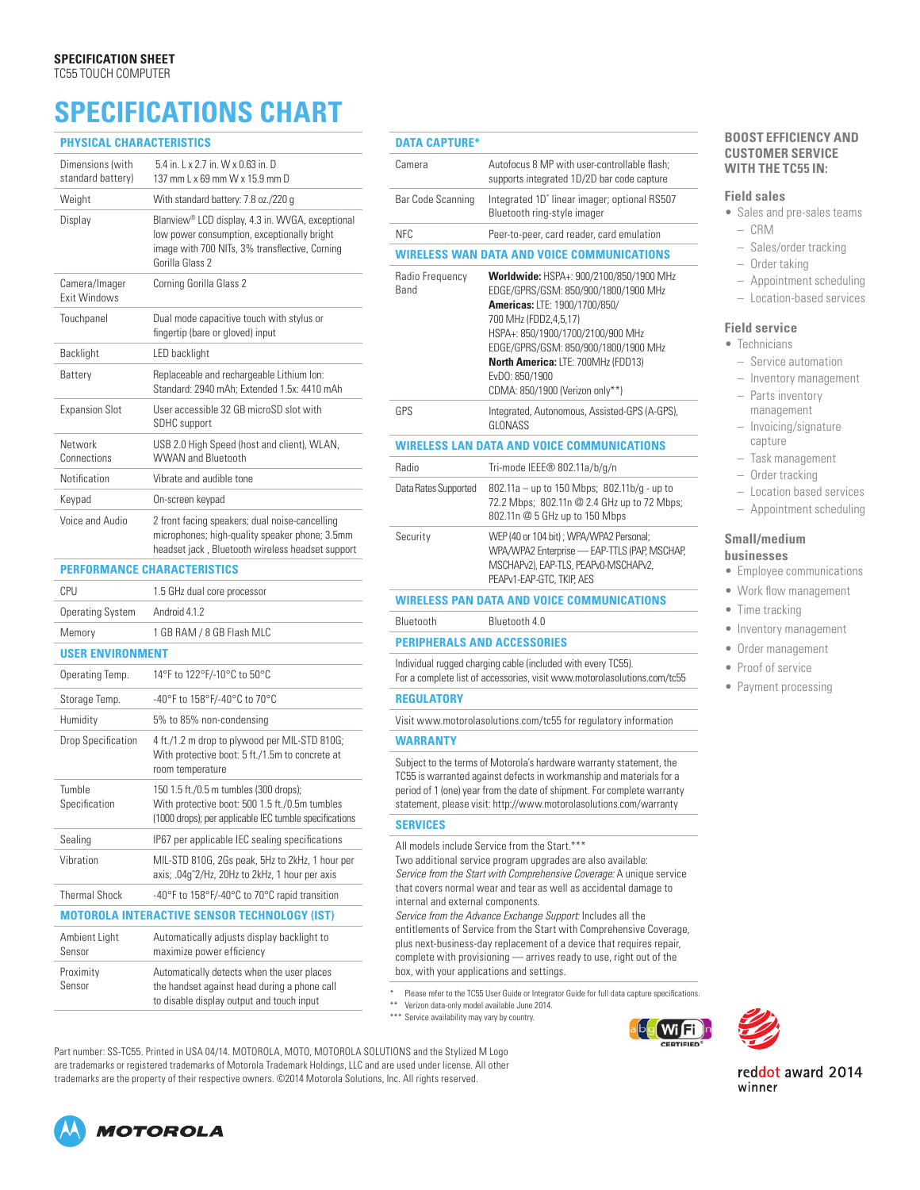**SPECIFICATION SHEET**
TC55 TOUCH COMPUTER

# SPECIFICATIONS CHART

## PHYSICAL CHARACTERISTICS

| | |
|---|---|
| Dimensions (with standard battery) | 5.4 in. L x 2.7 in. W x 0.63 in. D<br>137 mm L x 69 mm W x 15.9 mm D |
| Weight | With standard battery: 7.8 oz./220 g |
| Display | Blanview® LCD display, 4.3 in. WVGA, exceptional low power consumption, exceptionally bright image with 700 NITs, 3% transflective, Corning Gorilla Glass 2 |
| Camera/Imager Exit Windows | Corning Gorilla Glass 2 |
| Touchpanel | Dual mode capacitive touch with stylus or fingertip (bare or gloved) input |
| Backlight | LED backlight |
| Battery | Replaceable and rechargeable Lithium Ion: Standard: 2940 mAh; Extended 1.5x: 4410 mAh |
| Expansion Slot | User accessible 32 GB microSD slot with SDHC support |
| Network Connections | USB 2.0 High Speed (host and client), WLAN, WWAN and Bluetooth |
| Notification | Vibrate and audible tone |
| Keypad | On-screen keypad |
| Voice and Audio | 2 front facing speakers; dual noise-cancelling microphones; high-quality speaker phone; 3.5mm headset jack , Bluetooth wireless headset support |

## PERFORMANCE CHARACTERISTICS

| | |
|---|---|
| CPU | 1.5 GHz dual core processor |
| Operating System | Android 4.1.2 |
| Memory | 1 GB RAM / 8 GB Flash MLC |

## USER ENVIRONMENT

| | |
|---|---|
| Operating Temp. | 14°F to 122°F/-10°C to 50°C |
| Storage Temp. | -40°F to 158°F/-40°C to 70°C |
| Humidity | 5% to 85% non-condensing |
| Drop Specification | 4 ft./1.2 m drop to plywood per MIL-STD 810G; With protective boot: 5 ft./1.5m to concrete at room temperature |
| Tumble Specification | 150 1.5 ft./0.5 m tumbles (300 drops); With protective boot: 500 1.5 ft./0.5m tumbles (1000 drops); per applicable IEC tumble specifications |
| Sealing | IP67 per applicable IEC sealing specifications |
| Vibration | MIL-STD 810G, 2Gs peak, 5Hz to 2kHz, 1 hour per axis; .04g^2/Hz, 20Hz to 2kHz, 1 hour per axis |
| Thermal Shock | -40°F to 158°F/-40°C to 70°C rapid transition |

## MOTOROLA INTERACTIVE SENSOR TECHNOLOGY (IST)

| | |
|---|---|
| Ambient Light Sensor | Automatically adjusts display backlight to maximize power efficiency |
| Proximity Sensor | Automatically detects when the user places the handset against head during a phone call to disable display output and touch input |

## DATA CAPTURE*

| | |
|---|---|
| Camera | Autofocus 8 MP with user-controllable flash; supports integrated 1D/2D bar code capture |
| Bar Code Scanning | Integrated 1D* linear imager; optional RS507 Bluetooth ring-style imager |
| NFC | Peer-to-peer, card reader, card emulation |

## WIRELESS WAN DATA AND VOICE COMMUNICATIONS

| | |
|---|---|
| Radio Frequency Band | **Worldwide:** HSPA+: 900/2100/850/1900 MHz<br>EDGE/GPRS/GSM: 850/900/1800/1900 MHz<br>**Americas:** LTE: 1900/1700/850/<br>700 MHz (FDD2,4,5,17)<br>HSPA+: 850/1900/1700/2100/900 MHz<br>EDGE/GPRS/GSM: 850/900/1800/1900 MHz<br>**North America:** LTE: 700MHz (FDD13)<br>EvDO: 850/1900<br>CDMA: 850/1900 (Verizon only**) |
| GPS | Integrated, Autonomous, Assisted-GPS (A-GPS), GLONASS |

## WIRELESS LAN DATA AND VOICE COMMUNICATIONS

| | |
|---|---|
| Radio | Tri-mode IEEE® 802.11a/b/g/n |
| Data Rates Supported | 802.11a – up to 150 Mbps; 802.11b/g - up to 72.2 Mbps; 802.11n @ 2.4 GHz up to 72 Mbps; 802.11n @ 5 GHz up to 150 Mbps |
| Security | WEP (40 or 104 bit) ; WPA/WPA2 Personal; WPA/WPA2 Enterprise — EAP-TTLS (PAP, MSCHAP, MSCHAPv2), EAP-TLS, PEAPv0-MSCHAPv2, PEAPv1-EAP-GTC, TKIP, AES |

## WIRELESS PAN DATA AND VOICE COMMUNICATIONS

| | |
|---|---|
| Bluetooth | Bluetooth 4.0 |

## PERIPHERALS AND ACCESSORIES

Individual rugged charging cable (included with every TC55).
For a complete list of accessories, visit www.motorolasolutions.com/tc55

## REGULATORY

Visit www.motorolasolutions.com/tc55 for regulatory information

## WARRANTY

Subject to the terms of Motorola's hardware warranty statement, the TC55 is warranted against defects in workmanship and materials for a period of 1 (one) year from the date of shipment. For complete warranty statement, please visit: http://www.motorolasolutions.com/warranty

## SERVICES

All models include Service from the Start.***
Two additional service program upgrades are also available:
*Service from the Start with Comprehensive Coverage:* A unique service that covers normal wear and tear as well as accidental damage to internal and external components.
*Service from the Advance Exchange Support:* Includes all the entitlements of Service from the Start with Comprehensive Coverage, plus next-business-day replacement of a device that requires repair, complete with provisioning — arrives ready to use, right out of the box, with your applications and settings.

\* Please refer to the TC55 User Guide or Integrator Guide for full data capture specifications.
\*\* Verizon data-only model available June 2014.
\*\*\* Service availability may vary by country.

## BOOST EFFICIENCY AND CUSTOMER SERVICE WITH THE TC55 IN:

### Field sales

- Sales and pre-sales teams
  - CRM
  - Sales/order tracking
  - Order taking
  - Appointment scheduling
  - Location-based services

### Field service

- Technicians
  - Service automation
  - Inventory management
  - Parts inventory management
  - Invoicing/signature capture
  - Task management
  - Order tracking
  - Location based services
  - Appointment scheduling

### Small/medium businesses

- Employee communications
- Work flow management
- Time tracking
- Inventory management
- Order management
- Proof of service
- Payment processing

reddot award 2014 winner

Part number: SS-TC55. Printed in USA 04/14. MOTOROLA, MOTO, MOTOROLA SOLUTIONS and the Stylized M Logo are trademarks or registered trademarks of Motorola Trademark Holdings, LLC and are used under license. All other trademarks are the property of their respective owners. ©2014 Motorola Solutions, Inc. All rights reserved.

MOTOROLA